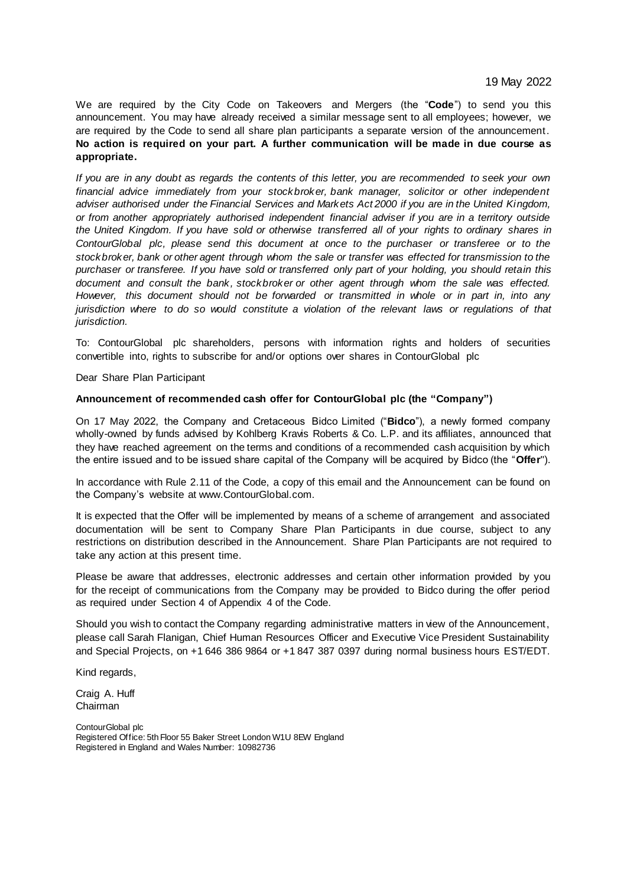19 May 2022

We are required by the City Code on Takeovers and Mergers (the "**Code**") to send you this announcement. You may have already received a similar message sent to all employees; however, we are required by the Code to send all share plan participants a separate version of the announcement. **No action is required on your part. A further communication will be made in due course as appropriate.**

*If you are in any doubt as regards the contents of this letter, you are recommended to seek your own financial advice immediately from your stockbroker, bank manager, solicitor or other independent adviser authorised under the Financial Services and Markets Act 2000 if you are in the United Kingdom, or from another appropriately authorised independent financial adviser if you are in a territory outside the United Kingdom. If you have sold or otherwise transferred all of your rights to ordinary shares in ContourGlobal plc, please send this document at once to the purchaser or transferee or to the stockbroker, bank or other agent through whom the sale or transfer was effected for transmission to the purchaser or transferee. If you have sold or transferred only part of your holding, you should retain this document and consult the bank, stockbroker or other agent through whom the sale was effected. However, this document should not be forwarded or transmitted in whole or in part in, into any jurisdiction where to do so would constitute a violation of the relevant laws or regulations of that jurisdiction.*

To: ContourGlobal plc shareholders, persons with information rights and holders of securities convertible into, rights to subscribe for and/or options over shares in ContourGlobal plc

Dear Share Plan Participant

**Announcement of recommended cash offer for ContourGlobal plc (the "Company")**

On 17 May 2022, the Company and Cretaceous Bidco Limited ("**Bidco**"), a newly formed company wholly-owned by funds advised by Kohlberg Kravis Roberts & Co. L.P. and its affiliates, announced that they have reached agreement on the terms and conditions of a recommended cash acquisition by which the entire issued and to be issued share capital of the Company will be acquired by Bidco (the "**Offer**").

In accordance with Rule 2.11 of the Code, a copy of this email and the Announcement can be found on the Company's website at www.ContourGlobal.com.

It is expected that the Offer will be implemented by means of a scheme of arrangement and associated documentation will be sent to Company Share Plan Participants in due course, subject to any restrictions on distribution described in the Announcement. Share Plan Participants are not required to take any action at this present time.

Please be aware that addresses, electronic addresses and certain other information provided by you for the receipt of communications from the Company may be provided to Bidco during the offer period as required under Section 4 of Appendix 4 of the Code.

Should you wish to contact the Company regarding administrative matters in view of the Announcement, please call Sarah Flanigan, Chief Human Resources Officer and Executive Vice President Sustainability and Special Projects, on +1 646 386 9864 or +1 847 387 0397 during normal business hours EST/EDT.

Kind regards,

Craig A. Huff
Chairman

ContourGlobal plc
Registered Office: 5th Floor 55 Baker Street London W1U 8EW England
Registered in England and Wales Number: 10982736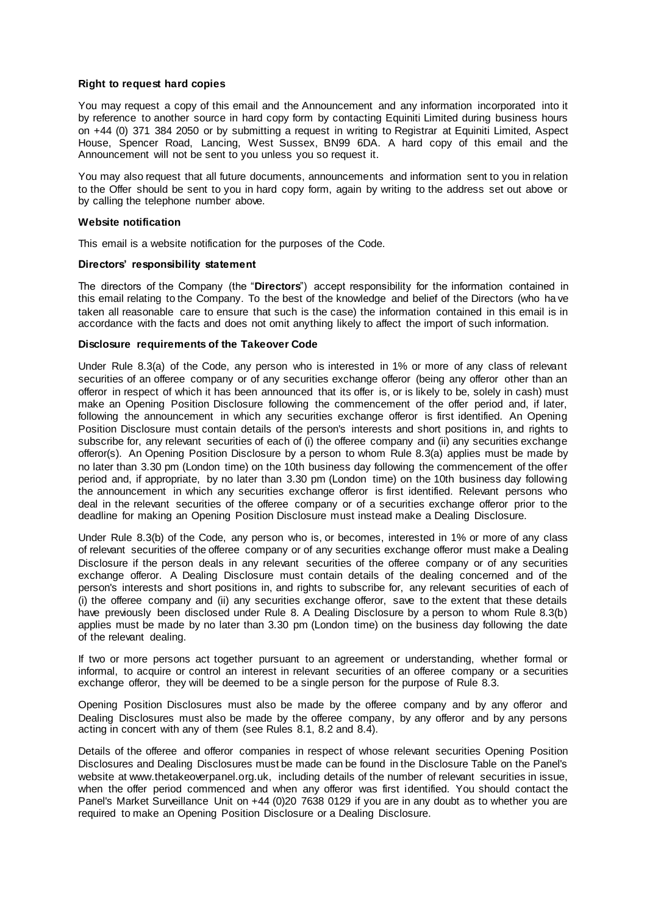**Right to request hard copies**

You may request a copy of this email and the Announcement and any information incorporated into it by reference to another source in hard copy form by contacting Equiniti Limited during business hours on +44 (0) 371 384 2050 or by submitting a request in writing to Registrar at Equiniti Limited, Aspect House, Spencer Road, Lancing, West Sussex, BN99 6DA. A hard copy of this email and the Announcement will not be sent to you unless you so request it.

You may also request that all future documents, announcements and information sent to you in relation to the Offer should be sent to you in hard copy form, again by writing to the address set out above or by calling the telephone number above.

**Website notification**

This email is a website notification for the purposes of the Code.

**Directors' responsibility statement**

The directors of the Company (the "**Directors**") accept responsibility for the information contained in this email relating to the Company. To the best of the knowledge and belief of the Directors (who have taken all reasonable care to ensure that such is the case) the information contained in this email is in accordance with the facts and does not omit anything likely to affect the import of such information.

**Disclosure requirements of the Takeover Code**

Under Rule 8.3(a) of the Code, any person who is interested in 1% or more of any class of relevant securities of an offeree company or of any securities exchange offeror (being any offeror other than an offeror in respect of which it has been announced that its offer is, or is likely to be, solely in cash) must make an Opening Position Disclosure following the commencement of the offer period and, if later, following the announcement in which any securities exchange offeror is first identified. An Opening Position Disclosure must contain details of the person's interests and short positions in, and rights to subscribe for, any relevant securities of each of (i) the offeree company and (ii) any securities exchange offeror(s). An Opening Position Disclosure by a person to whom Rule 8.3(a) applies must be made by no later than 3.30 pm (London time) on the 10th business day following the commencement of the offer period and, if appropriate, by no later than 3.30 pm (London time) on the 10th business day following the announcement in which any securities exchange offeror is first identified. Relevant persons who deal in the relevant securities of the offeree company or of a securities exchange offeror prior to the deadline for making an Opening Position Disclosure must instead make a Dealing Disclosure.

Under Rule 8.3(b) of the Code, any person who is, or becomes, interested in 1% or more of any class of relevant securities of the offeree company or of any securities exchange offeror must make a Dealing Disclosure if the person deals in any relevant securities of the offeree company or of any securities exchange offeror. A Dealing Disclosure must contain details of the dealing concerned and of the person's interests and short positions in, and rights to subscribe for, any relevant securities of each of (i) the offeree company and (ii) any securities exchange offeror, save to the extent that these details have previously been disclosed under Rule 8. A Dealing Disclosure by a person to whom Rule 8.3(b) applies must be made by no later than 3.30 pm (London time) on the business day following the date of the relevant dealing.

If two or more persons act together pursuant to an agreement or understanding, whether formal or informal, to acquire or control an interest in relevant securities of an offeree company or a securities exchange offeror, they will be deemed to be a single person for the purpose of Rule 8.3.

Opening Position Disclosures must also be made by the offeree company and by any offeror and Dealing Disclosures must also be made by the offeree company, by any offeror and by any persons acting in concert with any of them (see Rules 8.1, 8.2 and 8.4).

Details of the offeree and offeror companies in respect of whose relevant securities Opening Position Disclosures and Dealing Disclosures must be made can be found in the Disclosure Table on the Panel's website at www.thetakeoverpanel.org.uk, including details of the number of relevant securities in issue, when the offer period commenced and when any offeror was first identified. You should contact the Panel's Market Surveillance Unit on +44 (0)20 7638 0129 if you are in any doubt as to whether you are required to make an Opening Position Disclosure or a Dealing Disclosure.